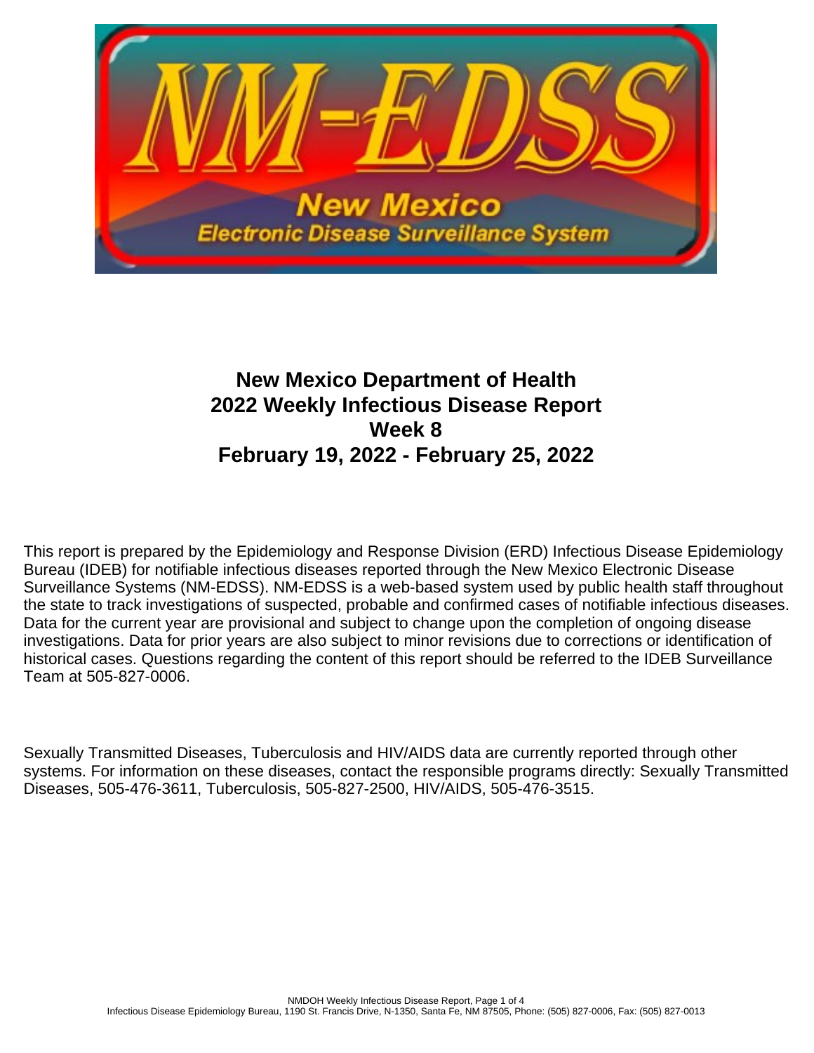# New Mexico Department of Health
# 2022 Weekly Infectious Disease Report
# Week 8
# February 19, 2022 - February 25, 2022

This report is prepared by the Epidemiology and Response Division (ERD) Infectious Disease Epidemiology Bureau (IDEB) for notifiable infectious diseases reported through the New Mexico Electronic Disease Surveillance Systems (NM-EDSS). NM-EDSS is a web-based system used by public health staff throughout the state to track investigations of suspected, probable and confirmed cases of notifiable infectious diseases. Data for the current year are provisional and subject to change upon the completion of ongoing disease investigations. Data for prior years are also subject to minor revisions due to corrections or identification of historical cases. Questions regarding the content of this report should be referred to the IDEB Surveillance Team at 505-827-0006.

Sexually Transmitted Diseases, Tuberculosis and HIV/AIDS data are currently reported through other systems. For information on these diseases, contact the responsible programs directly: Sexually Transmitted Diseases, 505-476-3611, Tuberculosis, 505-827-2500, HIV/AIDS, 505-476-3515.

Infectious Disease Epidemiology Bureau, 1190 St. Francis Drive, N-1350, Santa Fe, NM 87505, Phone: (505) 827-0006, Fax: (505) 827-0013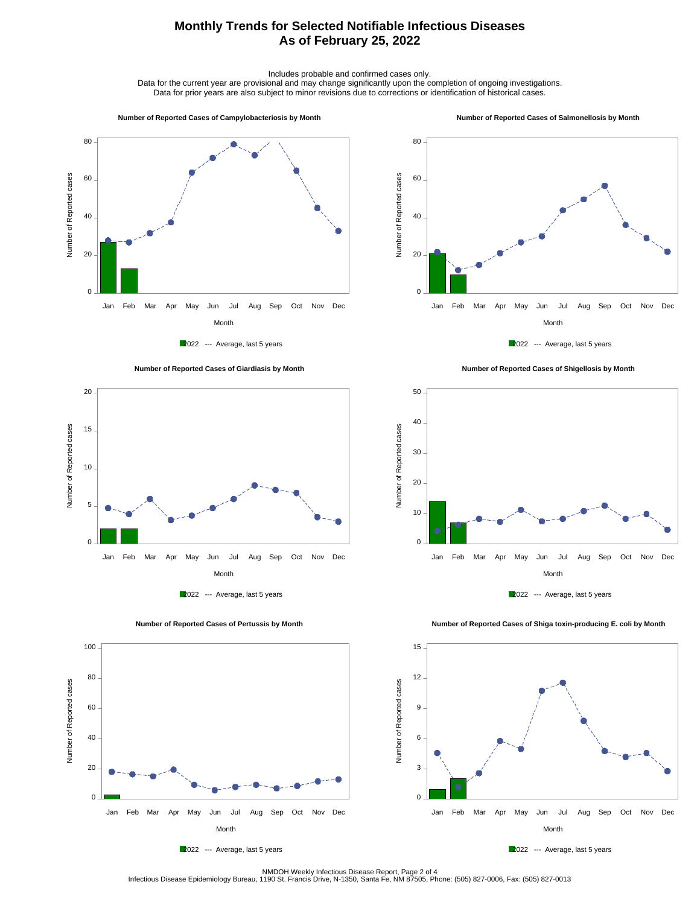# Monthly Trends for Selected Notifiable Infectious Diseases
# As of February 25, 2022

Includes probable and confirmed cases only.
Data for the current year are provisional and may change significantly upon the completion of ongoing investigations.
Data for prior years are also subject to minor revisions due to corrections or identification of historical cases.

**Number of Reported Cases of Campylobacteriosis by Month**

Number of Reported cases (0–80) by Month (Jan–Dec)

2022 --- Average, last 5 years

**Number of Reported Cases of Salmonellosis by Month**

Number of Reported cases (0–80) by Month (Jan–Dec)

2022 --- Average, last 5 years

**Number of Reported Cases of Giardiasis by Month**

Number of Reported cases (0–20) by Month (Jan–Dec)

2022 --- Average, last 5 years

**Number of Reported Cases of Shigellosis by Month**

Number of Reported cases (0–50) by Month (Jan–Dec)

2022 --- Average, last 5 years

**Number of Reported Cases of Pertussis by Month**

Number of Reported cases (0–100) by Month (Jan–Dec)

2022 --- Average, last 5 years

**Number of Reported Cases of Shiga toxin-producing E. coli by Month**

Number of Reported cases (0–15) by Month (Jan–Dec)

2022 --- Average, last 5 years

NMDOH Weekly Infectious Disease Report, Page 2 of 4
Infectious Disease Epidemiology Bureau, 1190 St. Francis Drive, N-1350, Santa Fe, NM 87505, Phone: (505) 827-0006, Fax: (505) 827-0013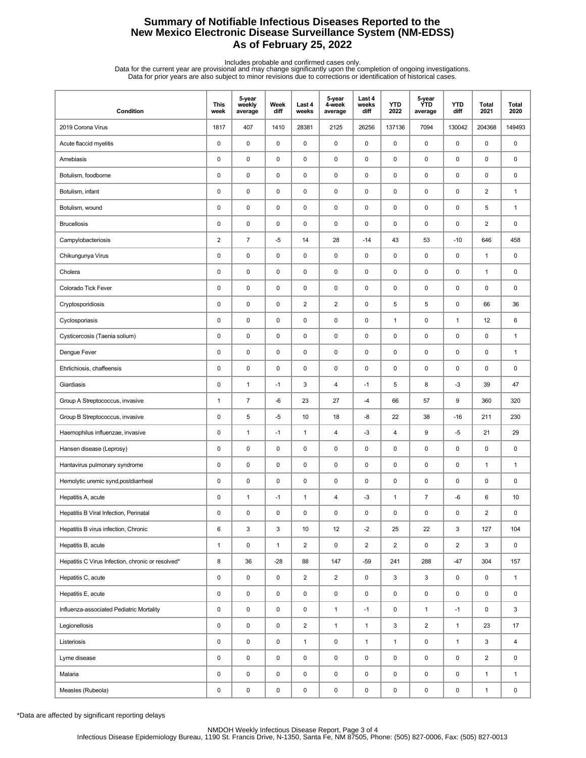# Summary of Notifiable Infectious Diseases Reported to the New Mexico Electronic Disease Surveillance System (NM-EDSS)
## As of February 25, 2022

Includes probable and confirmed cases only.
Data for the current year are provisional and may change significantly upon the completion of ongoing investigations.
Data for prior years are also subject to minor revisions due to corrections or identification of historical cases.

| Condition | This week | 5-year weekly average | Week diff | Last 4 weeks | 5-year 4-week average | Last 4 weeks diff | YTD 2022 | 5-year YTD average | YTD diff | Total 2021 | Total 2020 |
|---|---|---|---|---|---|---|---|---|---|---|---|
| 2019 Corona Virus | 1817 | 407 | 1410 | 28381 | 2125 | 26256 | 137136 | 7094 | 130042 | 204368 | 149493 |
| Acute flaccid myelitis | 0 | 0 | 0 | 0 | 0 | 0 | 0 | 0 | 0 | 0 | 0 |
| Amebiasis | 0 | 0 | 0 | 0 | 0 | 0 | 0 | 0 | 0 | 0 | 0 |
| Botulism, foodborne | 0 | 0 | 0 | 0 | 0 | 0 | 0 | 0 | 0 | 0 | 0 |
| Botulism, infant | 0 | 0 | 0 | 0 | 0 | 0 | 0 | 0 | 0 | 2 | 1 |
| Botulism, wound | 0 | 0 | 0 | 0 | 0 | 0 | 0 | 0 | 0 | 5 | 1 |
| Brucellosis | 0 | 0 | 0 | 0 | 0 | 0 | 0 | 0 | 0 | 2 | 0 |
| Campylobacteriosis | 2 | 7 | -5 | 14 | 28 | -14 | 43 | 53 | -10 | 646 | 458 |
| Chikungunya Virus | 0 | 0 | 0 | 0 | 0 | 0 | 0 | 0 | 0 | 1 | 0 |
| Cholera | 0 | 0 | 0 | 0 | 0 | 0 | 0 | 0 | 0 | 1 | 0 |
| Colorado Tick Fever | 0 | 0 | 0 | 0 | 0 | 0 | 0 | 0 | 0 | 0 | 0 |
| Cryptosporidiosis | 0 | 0 | 0 | 2 | 2 | 0 | 5 | 5 | 0 | 66 | 36 |
| Cyclosporiasis | 0 | 0 | 0 | 0 | 0 | 0 | 1 | 0 | 1 | 12 | 6 |
| Cysticercosis (Taenia solium) | 0 | 0 | 0 | 0 | 0 | 0 | 0 | 0 | 0 | 0 | 1 |
| Dengue Fever | 0 | 0 | 0 | 0 | 0 | 0 | 0 | 0 | 0 | 0 | 1 |
| Ehrlichiosis, chaffeensis | 0 | 0 | 0 | 0 | 0 | 0 | 0 | 0 | 0 | 0 | 0 |
| Giardiasis | 0 | 1 | -1 | 3 | 4 | -1 | 5 | 8 | -3 | 39 | 47 |
| Group A Streptococcus, invasive | 1 | 7 | -6 | 23 | 27 | -4 | 66 | 57 | 9 | 360 | 320 |
| Group B Streptococcus, invasive | 0 | 5 | -5 | 10 | 18 | -8 | 22 | 38 | -16 | 211 | 230 |
| Haemophilus influenzae, invasive | 0 | 1 | -1 | 1 | 4 | -3 | 4 | 9 | -5 | 21 | 29 |
| Hansen disease (Leprosy) | 0 | 0 | 0 | 0 | 0 | 0 | 0 | 0 | 0 | 0 | 0 |
| Hantavirus pulmonary syndrome | 0 | 0 | 0 | 0 | 0 | 0 | 0 | 0 | 0 | 1 | 1 |
| Hemolytic uremic synd,postdiarrheal | 0 | 0 | 0 | 0 | 0 | 0 | 0 | 0 | 0 | 0 | 0 |
| Hepatitis A, acute | 0 | 1 | -1 | 1 | 4 | -3 | 1 | 7 | -6 | 6 | 10 |
| Hepatitis B Viral Infection, Perinatal | 0 | 0 | 0 | 0 | 0 | 0 | 0 | 0 | 0 | 2 | 0 |
| Hepatitis B virus infection, Chronic | 6 | 3 | 3 | 10 | 12 | -2 | 25 | 22 | 3 | 127 | 104 |
| Hepatitis B, acute | 1 | 0 | 1 | 2 | 0 | 2 | 2 | 0 | 2 | 3 | 0 |
| Hepatitis C Virus Infection, chronic or resolved* | 8 | 36 | -28 | 88 | 147 | -59 | 241 | 288 | -47 | 304 | 157 |
| Hepatitis C, acute | 0 | 0 | 0 | 2 | 2 | 0 | 3 | 3 | 0 | 0 | 1 |
| Hepatitis E, acute | 0 | 0 | 0 | 0 | 0 | 0 | 0 | 0 | 0 | 0 | 0 |
| Influenza-associated Pediatric Mortality | 0 | 0 | 0 | 0 | 1 | -1 | 0 | 1 | -1 | 0 | 3 |
| Legionellosis | 0 | 0 | 0 | 2 | 1 | 1 | 3 | 2 | 1 | 23 | 17 |
| Listeriosis | 0 | 0 | 0 | 1 | 0 | 1 | 1 | 0 | 1 | 3 | 4 |
| Lyme disease | 0 | 0 | 0 | 0 | 0 | 0 | 0 | 0 | 0 | 2 | 0 |
| Malaria | 0 | 0 | 0 | 0 | 0 | 0 | 0 | 0 | 0 | 1 | 1 |
| Measles (Rubeola) | 0 | 0 | 0 | 0 | 0 | 0 | 0 | 0 | 0 | 1 | 0 |

*Data are affected by significant reporting delays

NMDOH Weekly Infectious Disease Report
Infectious Disease Epidemiology Bureau, 1190 St. Francis Drive, N-1350, Santa Fe, NM 87505, Phone: (505) 827-0006, Fax: (505) 827-0013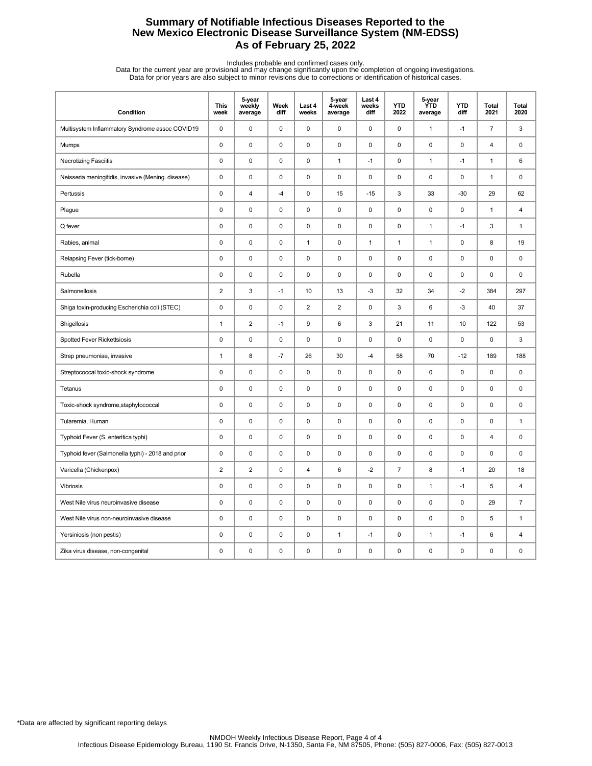# Summary of Notifiable Infectious Diseases Reported to the New Mexico Electronic Disease Surveillance System (NM-EDSS) As of February 25, 2022

Includes probable and confirmed cases only.
Data for the current year are provisional and may change significantly upon the completion of ongoing investigations.
Data for prior years are also subject to minor revisions due to corrections or identification of historical cases.

| Condition | This week | 5-year weekly average | Week diff | Last 4 weeks | 5-year 4-week average | Last 4 weeks diff | YTD 2022 | 5-year YTD average | YTD diff | Total 2021 | Total 2020 |
|---|---|---|---|---|---|---|---|---|---|---|---|
| Multisystem Inflammatory Syndrome assoc COVID19 | 0 | 0 | 0 | 0 | 0 | 0 | 0 | 1 | -1 | 7 | 3 |
| Mumps | 0 | 0 | 0 | 0 | 0 | 0 | 0 | 0 | 0 | 4 | 0 |
| Necrotizing Fasciitis | 0 | 0 | 0 | 0 | 1 | -1 | 0 | 1 | -1 | 1 | 6 |
| Neisseria meningitidis, invasive (Mening. disease) | 0 | 0 | 0 | 0 | 0 | 0 | 0 | 0 | 0 | 1 | 0 |
| Pertussis | 0 | 4 | -4 | 0 | 15 | -15 | 3 | 33 | -30 | 29 | 62 |
| Plague | 0 | 0 | 0 | 0 | 0 | 0 | 0 | 0 | 0 | 1 | 4 |
| Q fever | 0 | 0 | 0 | 0 | 0 | 0 | 0 | 1 | -1 | 3 | 1 |
| Rabies, animal | 0 | 0 | 0 | 1 | 0 | 1 | 1 | 1 | 0 | 8 | 19 |
| Relapsing Fever (tick-borne) | 0 | 0 | 0 | 0 | 0 | 0 | 0 | 0 | 0 | 0 | 0 |
| Rubella | 0 | 0 | 0 | 0 | 0 | 0 | 0 | 0 | 0 | 0 | 0 |
| Salmonellosis | 2 | 3 | -1 | 10 | 13 | -3 | 32 | 34 | -2 | 384 | 297 |
| Shiga toxin-producing Escherichia coli (STEC) | 0 | 0 | 0 | 2 | 2 | 0 | 3 | 6 | -3 | 40 | 37 |
| Shigellosis | 1 | 2 | -1 | 9 | 6 | 3 | 21 | 11 | 10 | 122 | 53 |
| Spotted Fever Rickettsiosis | 0 | 0 | 0 | 0 | 0 | 0 | 0 | 0 | 0 | 0 | 3 |
| Strep pneumoniae, invasive | 1 | 8 | -7 | 26 | 30 | -4 | 58 | 70 | -12 | 189 | 188 |
| Streptococcal toxic-shock syndrome | 0 | 0 | 0 | 0 | 0 | 0 | 0 | 0 | 0 | 0 | 0 |
| Tetanus | 0 | 0 | 0 | 0 | 0 | 0 | 0 | 0 | 0 | 0 | 0 |
| Toxic-shock syndrome,staphylococcal | 0 | 0 | 0 | 0 | 0 | 0 | 0 | 0 | 0 | 0 | 0 |
| Tularemia, Human | 0 | 0 | 0 | 0 | 0 | 0 | 0 | 0 | 0 | 0 | 1 |
| Typhoid Fever (S. enteritica typhi) | 0 | 0 | 0 | 0 | 0 | 0 | 0 | 0 | 0 | 4 | 0 |
| Typhoid fever (Salmonella typhi) - 2018 and prior | 0 | 0 | 0 | 0 | 0 | 0 | 0 | 0 | 0 | 0 | 0 |
| Varicella (Chickenpox) | 2 | 2 | 0 | 4 | 6 | -2 | 7 | 8 | -1 | 20 | 18 |
| Vibriosis | 0 | 0 | 0 | 0 | 0 | 0 | 0 | 1 | -1 | 5 | 4 |
| West Nile virus neuroinvasive disease | 0 | 0 | 0 | 0 | 0 | 0 | 0 | 0 | 0 | 29 | 7 |
| West Nile virus non-neuroinvasive disease | 0 | 0 | 0 | 0 | 0 | 0 | 0 | 0 | 0 | 5 | 1 |
| Yersiniosis (non pestis) | 0 | 0 | 0 | 0 | 1 | -1 | 0 | 1 | -1 | 6 | 4 |
| Zika virus disease, non-congenital | 0 | 0 | 0 | 0 | 0 | 0 | 0 | 0 | 0 | 0 | 0 |

*Data are affected by significant reporting delays

Infectious Disease Epidemiology Bureau, 1190 St. Francis Drive, N-1350, Santa Fe, NM 87505, Phone: (505) 827-0006, Fax: (505) 827-0013